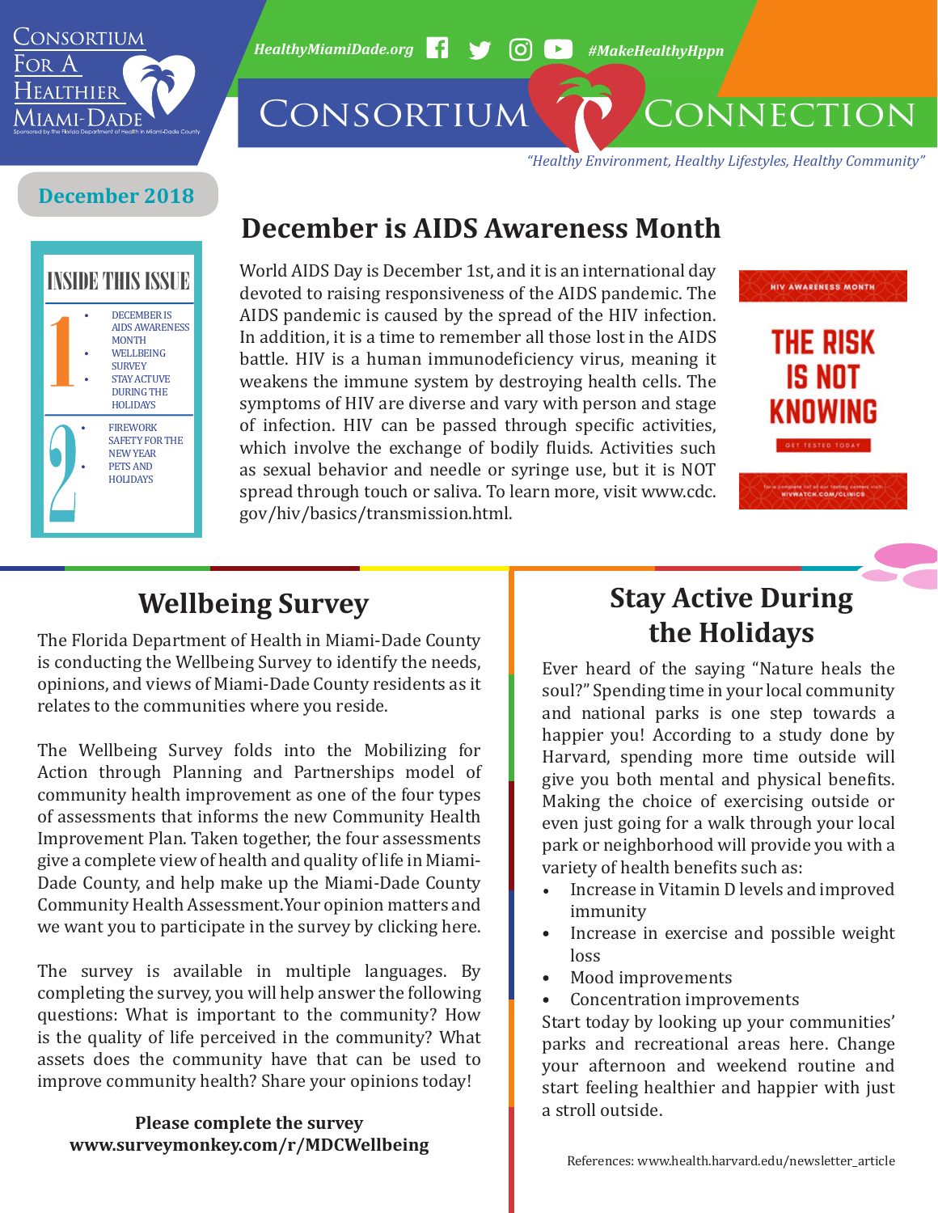Consortium For A Healthier Miami-Dade

Sponsored by the Florida Department of Health in Miami-Dade County

HealthyMiamiDade.org #MakeHealthyHppn

# Consortium Connection

*"Healthy Environment, Healthy Lifestyles, Healthy Community"*

**December 2018**

## INSIDE THIS ISSUE

1
- DECEMBER IS AIDS AWARENESS MONTH
- WELLBEING SURVEY
- STAY ACTUVE DURING THE HOLIDAYS

2
- FIREWORK SAFETY FOR THE NEW YEAR
- PETS AND HOLIDAYS

## December is AIDS Awareness Month

World AIDS Day is December 1st, and it is an international day devoted to raising responsiveness of the AIDS pandemic. The AIDS pandemic is caused by the spread of the HIV infection. In addition, it is a time to remember all those lost in the AIDS battle. HIV is a human immunodeficiency virus, meaning it weakens the immune system by destroying health cells. The symptoms of HIV are diverse and vary with person and stage of infection. HIV can be passed through specific activities, which involve the exchange of bodily fluids. Activities such as sexual behavior and needle or syringe use, but it is NOT spread through touch or saliva. To learn more, visit www.cdc.gov/hiv/basics/transmission.html.

HIV AWARENESS MONTH

THE RISK IS NOT KNOWING

GET TESTED TODAY

For a complete list of our testing centers visit: HIVWATCH.COM/CLINICS

## Wellbeing Survey

The Florida Department of Health in Miami-Dade County is conducting the Wellbeing Survey to identify the needs, opinions, and views of Miami-Dade County residents as it relates to the communities where you reside.

The Wellbeing Survey folds into the Mobilizing for Action through Planning and Partnerships model of community health improvement as one of the four types of assessments that informs the new Community Health Improvement Plan. Taken together, the four assessments give a complete view of health and quality of life in Miami-Dade County, and help make up the Miami-Dade County Community Health Assessment.Your opinion matters and we want you to participate in the survey by clicking here.

The survey is available in multiple languages. By completing the survey, you will help answer the following questions: What is important to the community? How is the quality of life perceived in the community? What assets does the community have that can be used to improve community health? Share your opinions today!

**Please complete the survey**
**www.surveymonkey.com/r/MDCWellbeing**

## Stay Active During the Holidays

Ever heard of the saying "Nature heals the soul?" Spending time in your local community and national parks is one step towards a happier you! According to a study done by Harvard, spending more time outside will give you both mental and physical benefits. Making the choice of exercising outside or even just going for a walk through your local park or neighborhood will provide you with a variety of health benefits such as:

- Increase in Vitamin D levels and improved immunity
- Increase in exercise and possible weight loss
- Mood improvements
- Concentration improvements

Start today by looking up your communities' parks and recreational areas here. Change your afternoon and weekend routine and start feeling healthier and happier with just a stroll outside.

References: www.health.harvard.edu/newsletter_article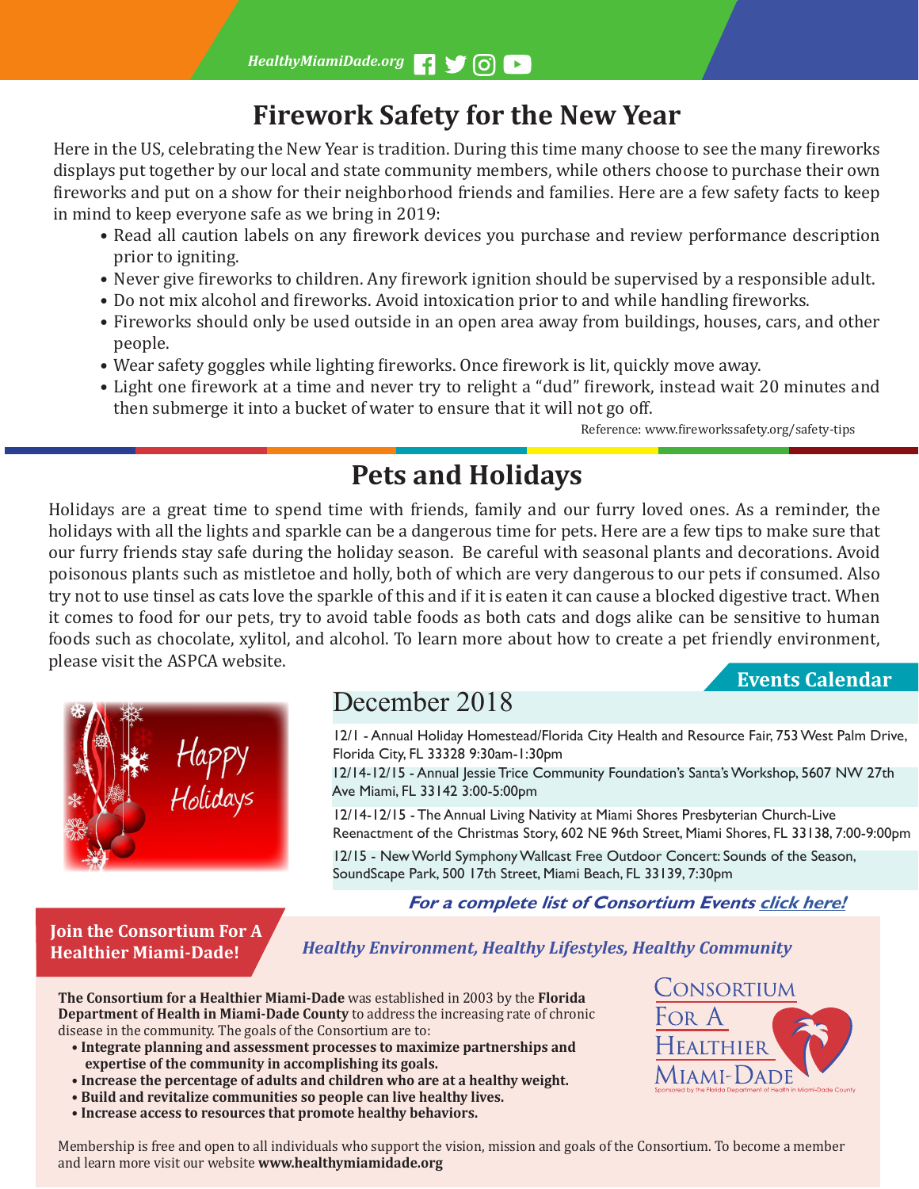# Firework Safety for the New Year

Here in the US, celebrating the New Year is tradition. During this time many choose to see the many fireworks displays put together by our local and state community members, while others choose to purchase their own fireworks and put on a show for their neighborhood friends and families. Here are a few safety facts to keep in mind to keep everyone safe as we bring in 2019:

- Read all caution labels on any firework devices you purchase and review performance description prior to igniting.
- Never give fireworks to children. Any firework ignition should be supervised by a responsible adult.
- Do not mix alcohol and fireworks. Avoid intoxication prior to and while handling fireworks.
- Fireworks should only be used outside in an open area away from buildings, houses, cars, and other people.
- Wear safety goggles while lighting fireworks. Once firework is lit, quickly move away.
- Light one firework at a time and never try to relight a "dud" firework, instead wait 20 minutes and then submerge it into a bucket of water to ensure that it will not go off.

Reference: www.fireworkssafety.org/safety-tips

# Pets and Holidays

Holidays are a great time to spend time with friends, family and our furry loved ones. As a reminder, the holidays with all the lights and sparkle can be a dangerous time for pets. Here are a few tips to make sure that our furry friends stay safe during the holiday season. Be careful with seasonal plants and decorations. Avoid poisonous plants such as mistletoe and holly, both of which are very dangerous to our pets if consumed. Also try not to use tinsel as cats love the sparkle of this and if it is eaten it can cause a blocked digestive tract. When it comes to food for our pets, try to avoid table foods as both cats and dogs alike can be sensitive to human foods such as chocolate, xylitol, and alcohol. To learn more about how to create a pet friendly environment, please visit the ASPCA website.

Happy Holidays

## Events Calendar

### December 2018

12/1 - Annual Holiday Homestead/Florida City Health and Resource Fair, 753 West Palm Drive, Florida City, FL 33328 9:30am-1:30pm

12/14-12/15 - Annual Jessie Trice Community Foundation's Santa's Workshop, 5607 NW 27th Ave Miami, FL 33142 3:00-5:00pm

12/14-12/15 - The Annual Living Nativity at Miami Shores Presbyterian Church-Live Reenactment of the Christmas Story, 602 NE 96th Street, Miami Shores, FL 33138, 7:00-9:00pm

12/15 - New World Symphony Wallcast Free Outdoor Concert: Sounds of the Season, SoundScape Park, 500 17th Street, Miami Beach, FL 33139, 7:30pm

***For a complete list of Consortium Events click here!***

## Join the Consortium For A Healthier Miami-Dade!

***Healthy Environment, Healthy Lifestyles, Healthy Community***

**The Consortium for a Healthier Miami-Dade** was established in 2003 by the **Florida Department of Health in Miami-Dade County** to address the increasing rate of chronic disease in the community. The goals of the Consortium are to:

- **Integrate planning and assessment processes to maximize partnerships and expertise of the community in accomplishing its goals.**
- **Increase the percentage of adults and children who are at a healthy weight.**
- **Build and revitalize communities so people can live healthy lives.**
- **Increase access to resources that promote healthy behaviors.**

Consortium For A Healthier Miami-Dade
Sponsored by the Florida Department of Health in Miami-Dade County

Membership is free and open to all individuals who support the vision, mission and goals of the Consortium. To become a member and learn more visit our website **www.healthymiamidade.org**